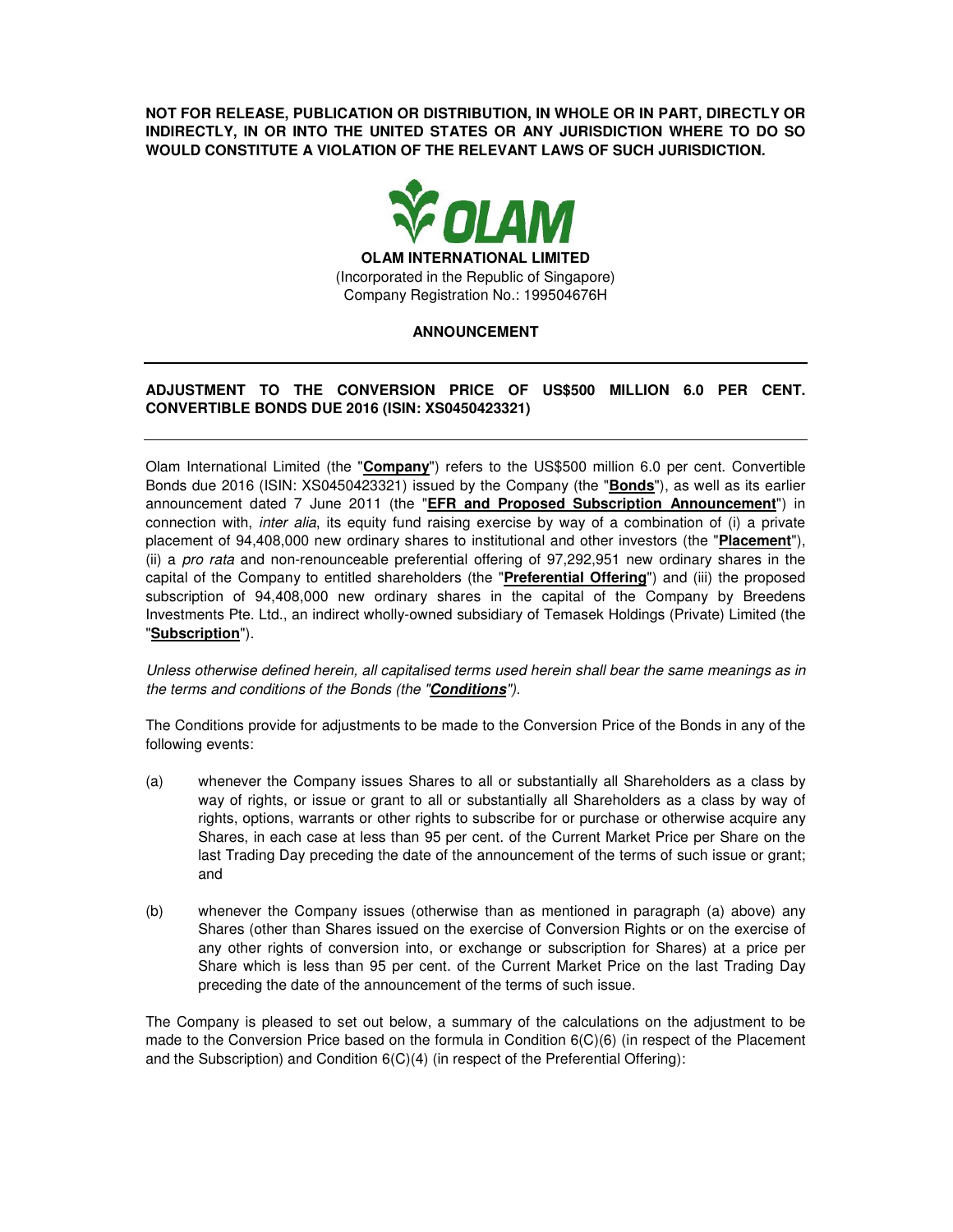**NOT FOR RELEASE, PUBLICATION OR DISTRIBUTION, IN WHOLE OR IN PART, DIRECTLY OR INDIRECTLY, IN OR INTO THE UNITED STATES OR ANY JURISDICTION WHERE TO DO SO WOULD CONSTITUTE A VIOLATION OF THE RELEVANT LAWS OF SUCH JURISDICTION.**

**OLAM INTERNATIONAL LIMITED**
(Incorporated in the Republic of Singapore)
Company Registration No.: 199504676H

**ANNOUNCEMENT**

---

**ADJUSTMENT TO THE CONVERSION PRICE OF US$500 MILLION 6.0 PER CENT. CONVERTIBLE BONDS DUE 2016 (ISIN: XS0450423321)**

---

Olam International Limited (the "**Company**") refers to the US$500 million 6.0 per cent. Convertible Bonds due 2016 (ISIN: XS0450423321) issued by the Company (the "**Bonds**"), as well as its earlier announcement dated 7 June 2011 (the "**EFR and Proposed Subscription Announcement**") in connection with, *inter alia*, its equity fund raising exercise by way of a combination of (i) a private placement of 94,408,000 new ordinary shares to institutional and other investors (the "**Placement**"), (ii) a *pro rata* and non-renounceable preferential offering of 97,292,951 new ordinary shares in the capital of the Company to entitled shareholders (the "**Preferential Offering**") and (iii) the proposed subscription of 94,408,000 new ordinary shares in the capital of the Company by Breedens Investments Pte. Ltd., an indirect wholly-owned subsidiary of Temasek Holdings (Private) Limited (the "**Subscription**").

*Unless otherwise defined herein, all capitalised terms used herein shall bear the same meanings as in the terms and conditions of the Bonds (the "**Conditions**").*

The Conditions provide for adjustments to be made to the Conversion Price of the Bonds in any of the following events:

(a) whenever the Company issues Shares to all or substantially all Shareholders as a class by way of rights, or issue or grant to all or substantially all Shareholders as a class by way of rights, options, warrants or other rights to subscribe for or purchase or otherwise acquire any Shares, in each case at less than 95 per cent. of the Current Market Price per Share on the last Trading Day preceding the date of the announcement of the terms of such issue or grant; and

(b) whenever the Company issues (otherwise than as mentioned in paragraph (a) above) any Shares (other than Shares issued on the exercise of Conversion Rights or on the exercise of any other rights of conversion into, or exchange or subscription for Shares) at a price per Share which is less than 95 per cent. of the Current Market Price on the last Trading Day preceding the date of the announcement of the terms of such issue.

The Company is pleased to set out below, a summary of the calculations on the adjustment to be made to the Conversion Price based on the formula in Condition 6(C)(6) (in respect of the Placement and the Subscription) and Condition 6(C)(4) (in respect of the Preferential Offering):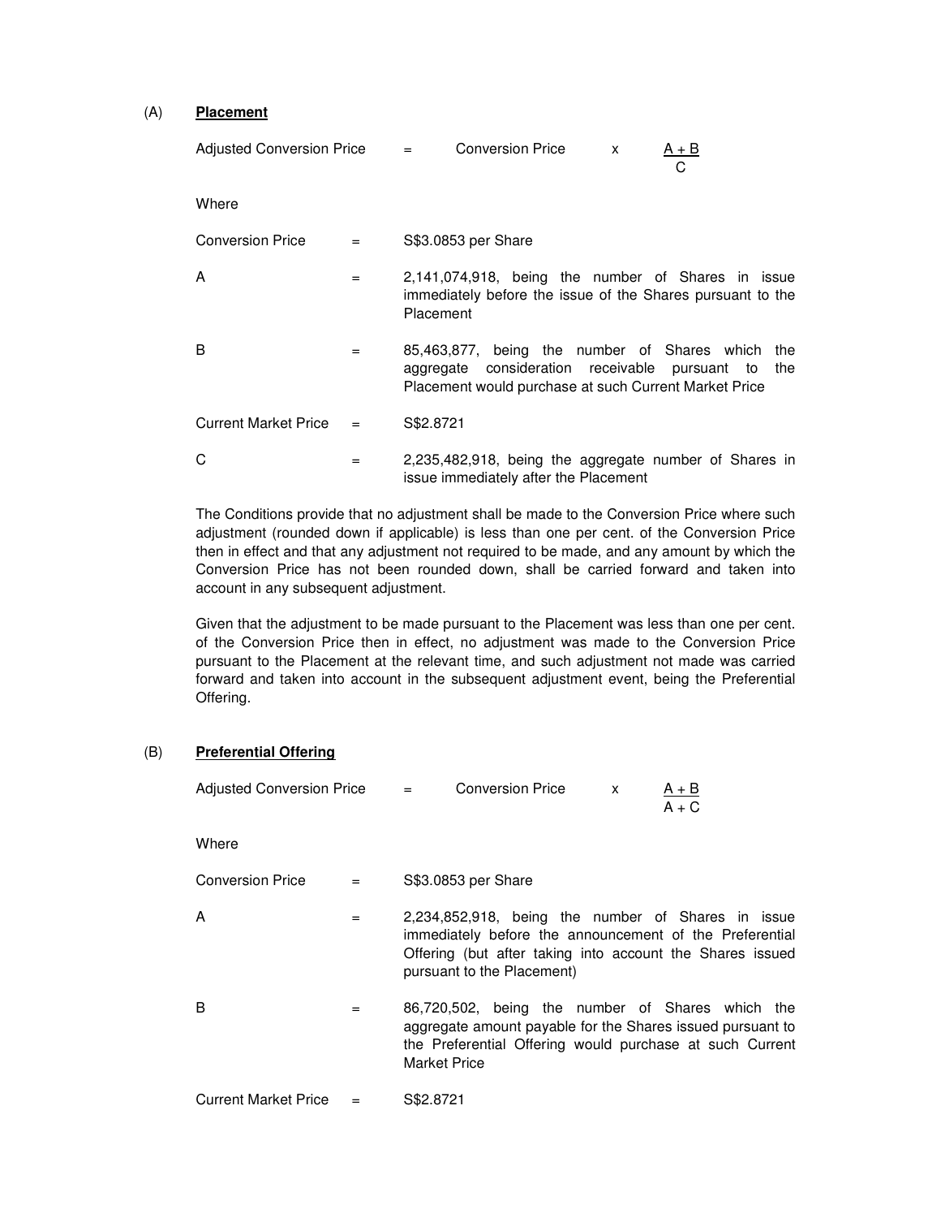(A) **Placement**

$$\text{Adjusted Conversion Price} = \text{Conversion Price} \times \frac{A + B}{C}$$

Where

| | | |
|---|---|---|
| Conversion Price | = | S$3.0853 per Share |
| A | = | 2,141,074,918, being the number of Shares in issue immediately before the issue of the Shares pursuant to the Placement |
| B | = | 85,463,877, being the number of Shares which the aggregate consideration receivable pursuant to the Placement would purchase at such Current Market Price |
| Current Market Price | = | S$2.8721 |
| C | = | 2,235,482,918, being the aggregate number of Shares in issue immediately after the Placement |

The Conditions provide that no adjustment shall be made to the Conversion Price where such adjustment (rounded down if applicable) is less than one per cent. of the Conversion Price then in effect and that any adjustment not required to be made, and any amount by which the Conversion Price has not been rounded down, shall be carried forward and taken into account in any subsequent adjustment.

Given that the adjustment to be made pursuant to the Placement was less than one per cent. of the Conversion Price then in effect, no adjustment was made to the Conversion Price pursuant to the Placement at the relevant time, and such adjustment not made was carried forward and taken into account in the subsequent adjustment event, being the Preferential Offering.

(B) **Preferential Offering**

$$\text{Adjusted Conversion Price} = \text{Conversion Price} \times \frac{A + B}{A + C}$$

Where

| | | |
|---|---|---|
| Conversion Price | = | S$3.0853 per Share |
| A | = | 2,234,852,918, being the number of Shares in issue immediately before the announcement of the Preferential Offering (but after taking into account the Shares issued pursuant to the Placement) |
| B | = | 86,720,502, being the number of Shares which the aggregate amount payable for the Shares issued pursuant to the Preferential Offering would purchase at such Current Market Price |
| Current Market Price | = | S$2.8721 |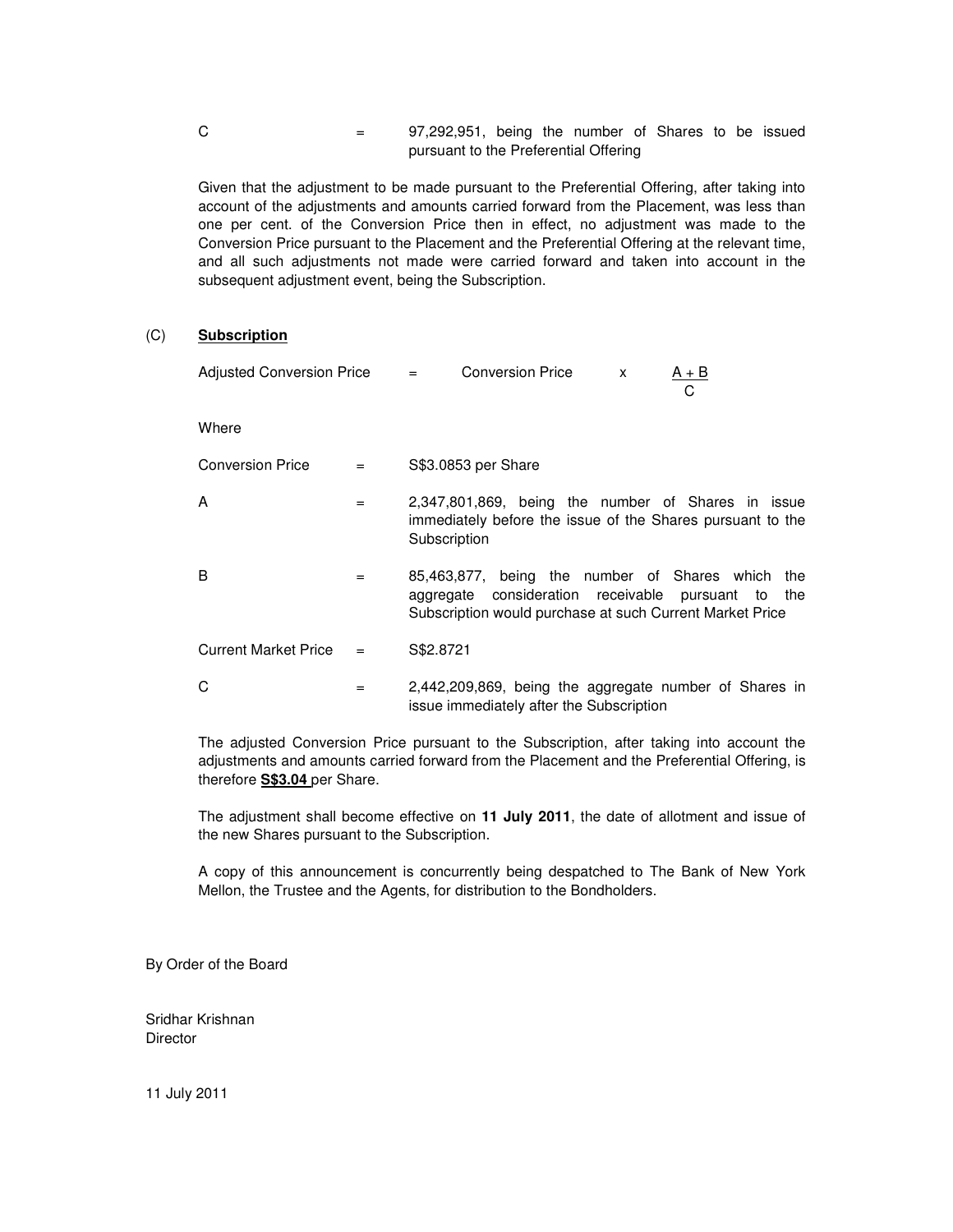C = 97,292,951, being the number of Shares to be issued pursuant to the Preferential Offering

Given that the adjustment to be made pursuant to the Preferential Offering, after taking into account of the adjustments and amounts carried forward from the Placement, was less than one per cent. of the Conversion Price then in effect, no adjustment was made to the Conversion Price pursuant to the Placement and the Preferential Offering at the relevant time, and all such adjustments not made were carried forward and taken into account in the subsequent adjustment event, being the Subscription.

(C) **Subscription**

$$\text{Adjusted Conversion Price} = \text{Conversion Price} \times \frac{A + B}{C}$$

Where

Conversion Price = S$3.0853 per Share

A = 2,347,801,869, being the number of Shares in issue immediately before the issue of the Shares pursuant to the Subscription

B = 85,463,877, being the number of Shares which the aggregate consideration receivable pursuant to the Subscription would purchase at such Current Market Price

Current Market Price = S$2.8721

C = 2,442,209,869, being the aggregate number of Shares in issue immediately after the Subscription

The adjusted Conversion Price pursuant to the Subscription, after taking into account the adjustments and amounts carried forward from the Placement and the Preferential Offering, is therefore **S$3.04** per Share.

The adjustment shall become effective on **11 July 2011**, the date of allotment and issue of the new Shares pursuant to the Subscription.

A copy of this announcement is concurrently being despatched to The Bank of New York Mellon, the Trustee and the Agents, for distribution to the Bondholders.

By Order of the Board

Sridhar Krishnan
Director

11 July 2011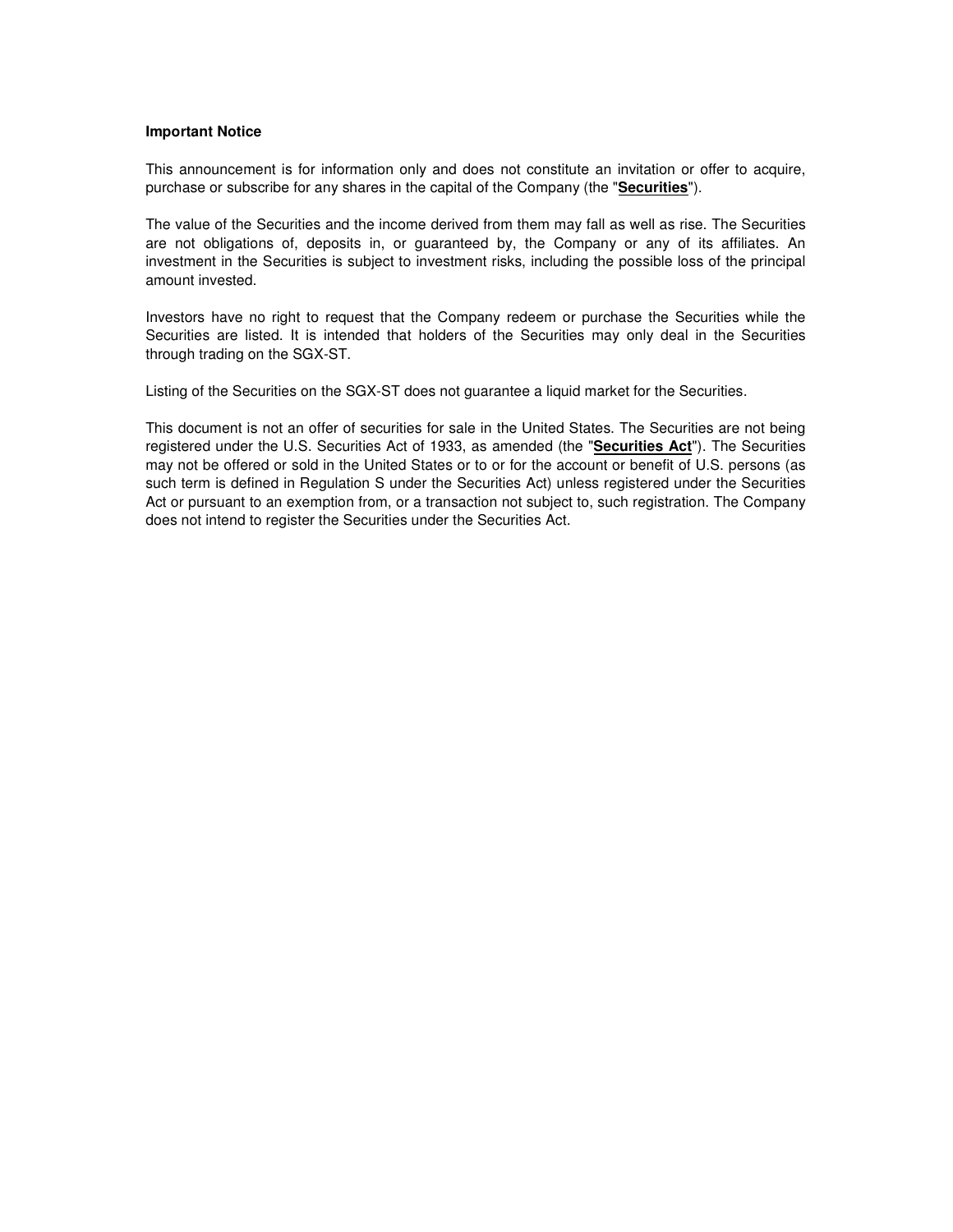**Important Notice**

This announcement is for information only and does not constitute an invitation or offer to acquire, purchase or subscribe for any shares in the capital of the Company (the "**Securities**").

The value of the Securities and the income derived from them may fall as well as rise. The Securities are not obligations of, deposits in, or guaranteed by, the Company or any of its affiliates. An investment in the Securities is subject to investment risks, including the possible loss of the principal amount invested.

Investors have no right to request that the Company redeem or purchase the Securities while the Securities are listed. It is intended that holders of the Securities may only deal in the Securities through trading on the SGX-ST.

Listing of the Securities on the SGX-ST does not guarantee a liquid market for the Securities.

This document is not an offer of securities for sale in the United States. The Securities are not being registered under the U.S. Securities Act of 1933, as amended (the "**Securities Act**"). The Securities may not be offered or sold in the United States or to or for the account or benefit of U.S. persons (as such term is defined in Regulation S under the Securities Act) unless registered under the Securities Act or pursuant to an exemption from, or a transaction not subject to, such registration. The Company does not intend to register the Securities under the Securities Act.